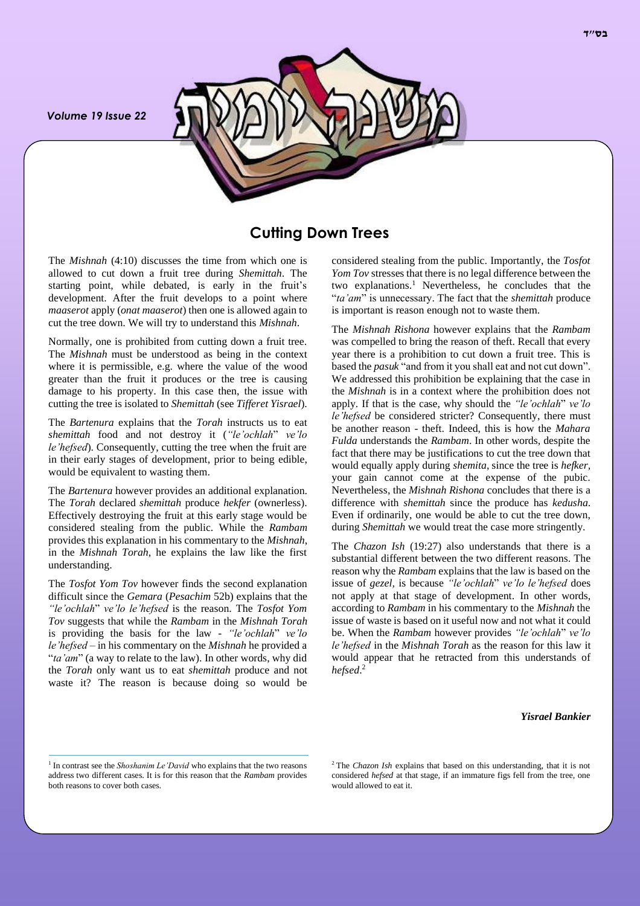# Cutting Down Trees

The *Mishnah* (4:10) discusses the time from which one is allowed to cut down a fruit tree during *Shemittah*. The starting point, while debated, is early in the fruit's development. After the fruit develops to a point where *maaserot* apply (*onat maaserot*) then one is allowed again to cut the tree down. We will try to understand this *Mishnah*.

Normally, one is prohibited from cutting down a fruit tree. The *Mishnah* must be understood as being in the context where it is permissible, e.g. where the value of the wood greater than the fruit it produces or the tree is causing damage to his property. In this case then, the issue with cutting the tree is isolated to *Shemittah* (see *Tifferet Yisrael*).

The *Bartenura* explains that the *Torah* instructs us to eat *shemittah* food and not destroy it (*"le'ochlah" ve'lo le'hefsed*). Consequently, cutting the tree when the fruit are in their early stages of development, prior to being edible, would be equivalent to wasting them.

The *Bartenura* however provides an additional explanation. The *Torah* declared *shemittah* produce *hekfer* (ownerless). Effectively destroying the fruit at this early stage would be considered stealing from the public. While the *Rambam* provides this explanation in his commentary to the *Mishnah*, in the *Mishnah Torah*, he explains the law like the first understanding.

The *Tosfot Yom Tov* however finds the second explanation difficult since the *Gemara* (*Pesachim* 52b) explains that the *"le'ochlah" ve'lo le'hefsed* is the reason. The *Tosfot Yom Tov* suggests that while the *Rambam* in the *Mishnah Torah* is providing the basis for the law - *"le'ochlah" ve'lo le'hefsed* – in his commentary on the *Mishnah* he provided a "*ta'am*" (a way to relate to the law). In other words, why did the *Torah* only want us to eat *shemittah* produce and not waste it? The reason is because doing so would be considered stealing from the public. Importantly, the *Tosfot Yom Tov* stresses that there is no legal difference between the two explanations.[1] Nevertheless, he concludes that the "*ta'am*" is unnecessary. The fact that the *shemittah* produce is important is reason enough not to waste them.

The *Mishnah Rishona* however explains that the *Rambam* was compelled to bring the reason of theft. Recall that every year there is a prohibition to cut down a fruit tree. This is based the *pasuk* "and from it you shall eat and not cut down". We addressed this prohibition be explaining that the case in the *Mishnah* is in a context where the prohibition does not apply. If that is the case, why should the *"le'ochlah" ve'lo le'hefsed* be considered stricter? Consequently, there must be another reason - theft. Indeed, this is how the *Mahara Fulda* understands the *Rambam*. In other words, despite the fact that there may be justifications to cut the tree down that would equally apply during *shemita*, since the tree is *hefker*, your gain cannot come at the expense of the pubic. Nevertheless, the *Mishnah Rishona* concludes that there is a difference with *shemittah* since the produce has *kedusha*. Even if ordinarily, one would be able to cut the tree down, during *Shemittah* we would treat the case more stringently.

The *Chazon Ish* (19:27) also understands that there is a substantial different between the two different reasons. The reason why the *Rambam* explains that the law is based on the issue of *gezel,* is because *"le'ochlah" ve'lo le'hefsed* does not apply at that stage of development. In other words, according to *Rambam* in his commentary to the *Mishnah* the issue of waste is based on it useful now and not what it could be. When the *Rambam* however provides *"le'ochlah" ve'lo le'hefsed* in the *Mishnah Torah* as the reason for this law it would appear that he retracted from this understands of *hefsed*.[2]

***Yisrael Bankier***

---

[1] In contrast see the *Shoshanim Le'David* who explains that the two reasons address two different cases. It is for this reason that the *Rambam* provides both reasons to cover both cases.

[2] The *Chazon Ish* explains that based on this understanding, that it is not considered *hefsed* at that stage, if an immature figs fell from the tree, one would allowed to eat it.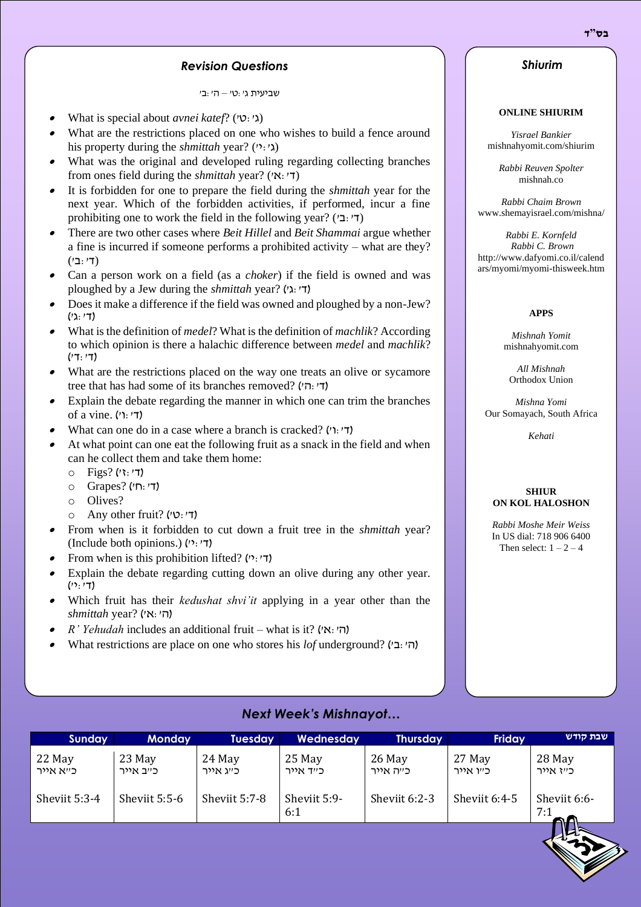## *Revision Questions*

שביעית ג׳:ט׳ – ה׳:ב׳

- What is special about *avnei katef*? (ג׳:ט׳)
- What are the restrictions placed on one who wishes to build a fence around his property during the *shmittah* year? (ג׳:י׳)
- What was the original and developed ruling regarding collecting branches from ones field during the *shmittah* year? (ד׳:א׳)
- It is forbidden for one to prepare the field during the *shmittah* year for the next year. Which of the forbidden activities, if performed, incur a fine prohibiting one to work the field in the following year? (ד׳:ב׳)
- There are two other cases where *Beit Hillel* and *Beit Shammai* argue whether a fine is incurred if someone performs a prohibited activity – what are they? (ד׳:ב׳)
- Can a person work on a field (as a *choker*) if the field is owned and was ploughed by a Jew during the *shmittah* year? (ד׳:ג׳)
- Does it make a difference if the field was owned and ploughed by a non-Jew? (ד׳:ג׳)
- What is the definition of *medel*? What is the definition of *machlik*? According to which opinion is there a halachic difference between *medel* and *machlik*? (ד׳:ד׳)
- What are the restrictions placed on the way one treats an olive or sycamore tree that has had some of its branches removed? (ד׳:ה׳)
- Explain the debate regarding the manner in which one can trim the branches of a vine. (ד׳:ו׳)
- What can one do in a case where a branch is cracked? (ד׳:ו׳)
- At what point can one eat the following fruit as a snack in the field and when can he collect them and take them home:
  - Figs? (ד׳:ז׳)
  - Grapes? (ד׳:ח׳)
  - Olives?
  - Any other fruit? (ד׳:ט׳)
- From when is it forbidden to cut down a fruit tree in the *shmittah* year? (Include both opinions.) (ד׳:י׳)
- From when is this prohibition lifted? (ד׳:י׳)
- Explain the debate regarding cutting down an olive during any other year. (ד׳:י׳)
- Which fruit has their *kedushat shvi'it* applying in a year other than the *shmittah* year? (ה׳:א׳)
- *R' Yehudah* includes an additional fruit – what is it? (ה׳:א׳)
- What restrictions are place on one who stores his *lof* underground? (ה׳:ב׳)

## *Shiurim*

**ONLINE SHIURIM**

*Yisrael Bankier*
mishnahyomit.com/shiurim

*Rabbi Reuven Spolter*
mishnah.co

*Rabbi Chaim Brown*
www.shemayisrael.com/mishna/

*Rabbi E. Kornfeld*
*Rabbi C. Brown*
http://www.dafyomi.co.il/calendars/myomi/myomi-thisweek.htm

**APPS**

*Mishnah Yomit*
mishnahyomit.com

*All Mishnah*
Orthodox Union

*Mishna Yomi*
Our Somayach, South Africa

*Kehati*

**SHIUR ON KOL HALOSHON**

*Rabbi Moshe Meir Weiss*
In US dial: 718 906 6400
Then select: 1 – 2 – 4

## *Next Week's Mishnayot…*

| Sunday | Monday | Tuesday | Wednesday | Thursday | Friday | שבת קודש |
|---|---|---|---|---|---|---|
| 22 May<br>כ״א אייר | 23 May<br>כ״ב אייר | 24 May<br>כ״ג אייר | 25 May<br>כ״ד אייר | 26 May<br>כ״ה אייר | 27 May<br>כ״ו אייר | 28 May<br>כ״ז אייר |
| Sheviit 5:3-4 | Sheviit 5:5-6 | Sheviit 5:7-8 | Sheviit 5:9-6:1 | Sheviit 6:2-3 | Sheviit 6:4-5 | Sheviit 6:6-7:1 |